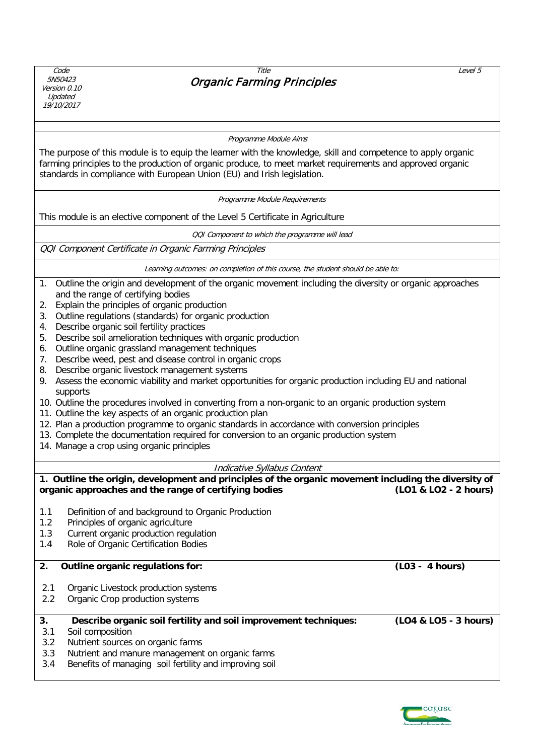| Code 5N50423 Version 0.10 Updated 19/10/2017 | Title *Organic Farming Principles* | Level 5 |
|---|---|---|

*Programme Module Aims*

The purpose of this module is to equip the learner with the knowledge, skill and competence to apply organic farming principles to the production of organic produce, to meet market requirements and approved organic standards in compliance with European Union (EU) and Irish legislation.

*Programme Module Requirements*

This module is an elective component of the Level 5 Certificate in Agriculture

*QQI Component to which the programme will lead*

*QQI Component Certificate in Organic Farming Principles*

*Learning outcomes: on completion of this course, the student should be able to:*

1. Outline the origin and development of the organic movement including the diversity or organic approaches and the range of certifying bodies
2. Explain the principles of organic production
3. Outline regulations (standards) for organic production
4. Describe organic soil fertility practices
5. Describe soil amelioration techniques with organic production
6. Outline organic grassland management techniques
7. Describe weed, pest and disease control in organic crops
8. Describe organic livestock management systems
9. Assess the economic viability and market opportunities for organic production including EU and national supports
10. Outline the procedures involved in converting from a non-organic to an organic production system
11. Outline the key aspects of an organic production plan
12. Plan a production programme to organic standards in accordance with conversion principles
13. Complete the documentation required for conversion to an organic production system
14. Manage a crop using organic principles

*Indicative Syllabus Content*

**1. Outline the origin, development and principles of the organic movement including the diversity of organic approaches and the range of certifying bodies (LO1 & LO2 - 2 hours)**

1.1 Definition of and background to Organic Production
1.2 Principles of organic agriculture
1.3 Current organic production regulation
1.4 Role of Organic Certification Bodies

**2. Outline organic regulations for: (L03 - 4 hours)**

2.1 Organic Livestock production systems
2.2 Organic Crop production systems

**3. Describe organic soil fertility and soil improvement techniques: (LO4 & LO5 - 3 hours)**

3.1 Soil composition
3.2 Nutrient sources on organic farms
3.3 Nutrient and manure management on organic farms
3.4 Benefits of managing soil fertility and improving soil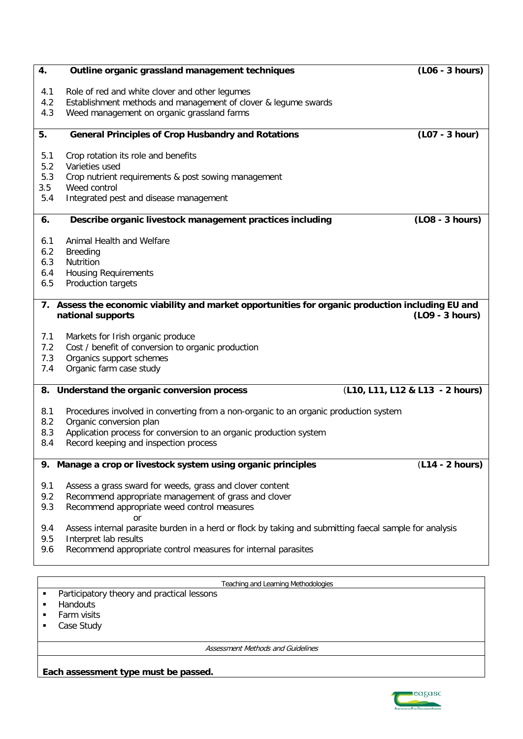| **4.** | **Outline organic grassland management techniques** | **(L06 - 3 hours)** |
|---|---|---|
| 4.1 | Role of red and white clover and other legumes | |
| 4.2 | Establishment methods and management of clover & legume swards | |
| 4.3 | Weed management on organic grassland farms | |
| **5.** | **General Principles of Crop Husbandry and Rotations** | **(L07 - 3 hour)** |
| 5.1 | Crop rotation its role and benefits | |
| 5.2 | Varieties used | |
| 5.3 | Crop nutrient requirements & post sowing management | |
| 3.5 | Weed control | |
| 5.4 | Integrated pest and disease management | |
| **6.** | **Describe organic livestock management practices including** | **(LO8 - 3 hours)** |
| 6.1 | Animal Health and Welfare | |
| 6.2 | Breeding | |
| 6.3 | Nutrition | |
| 6.4 | Housing Requirements | |
| 6.5 | Production targets | |
| **7.** | **Assess the economic viability and market opportunities for organic production including EU and national supports** | **(LO9 - 3 hours)** |
| 7.1 | Markets for Irish organic produce | |
| 7.2 | Cost / benefit of conversion to organic production | |
| 7.3 | Organics support schemes | |
| 7.4 | Organic farm case study | |
| **8.** | **Understand the organic conversion process** | **(L10, L11, L12 & L13 - 2 hours)** |
| 8.1 | Procedures involved in converting from a non-organic to an organic production system | |
| 8.2 | Organic conversion plan | |
| 8.3 | Application process for conversion to an organic production system | |
| 8.4 | Record keeping and inspection process | |
| **9.** | **Manage a crop or livestock system using organic principles** | **(L14 - 2 hours)** |
| 9.1 | Assess a grass sward for weeds, grass and clover content | |
| 9.2 | Recommend appropriate management of grass and clover | |
| 9.3 | Recommend appropriate weed control measures | |
| | or | |
| 9.4 | Assess internal parasite burden in a herd or flock by taking and submitting faecal sample for analysis | |
| 9.5 | Interpret lab results | |
| 9.6 | Recommend appropriate control measures for internal parasites | |

| Teaching and Learning Methodologies |
|---|
| ▪ Participatory theory and practical lessons<br>▪ Handouts<br>▪ Farm visits<br>▪ Case Study |

| *Assessment Methods and Guidelines* |
|---|
| **Each assessment type must be passed.** |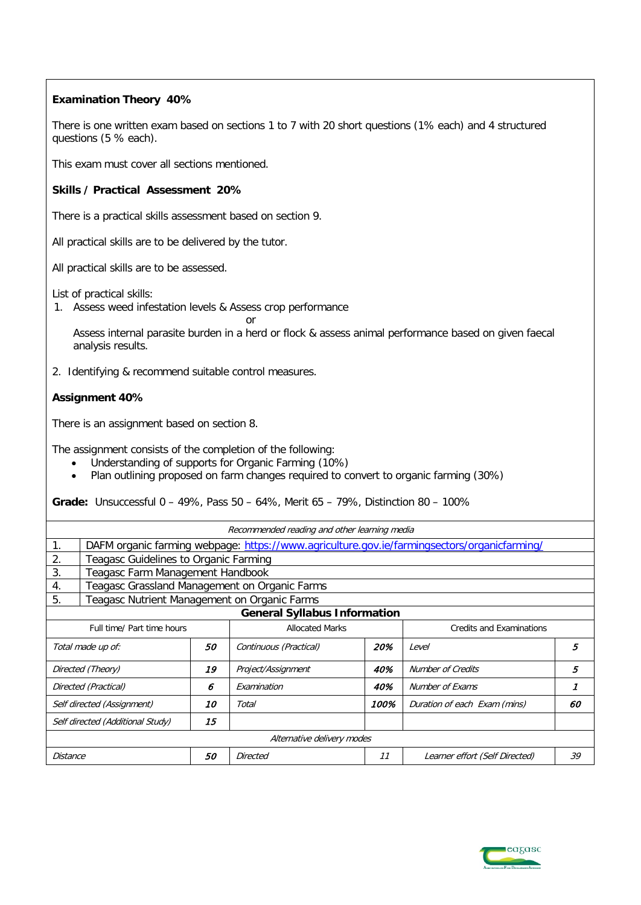**Examination Theory 40%**

There is one written exam based on sections 1 to 7 with 20 short questions (1% each) and 4 structured questions (5 % each).

This exam must cover all sections mentioned.

**Skills / Practical Assessment 20%**

There is a practical skills assessment based on section 9.

All practical skills are to be delivered by the tutor.

All practical skills are to be assessed.

List of practical skills:

1. Assess weed infestation levels & Assess crop performance

   or

   Assess internal parasite burden in a herd or flock & assess animal performance based on given faecal analysis results.

2. Identifying & recommend suitable control measures.

**Assignment 40%**

There is an assignment based on section 8.

The assignment consists of the completion of the following:

- Understanding of supports for Organic Farming (10%)
- Plan outlining proposed on farm changes required to convert to organic farming (30%)

**Grade:** Unsuccessful 0 – 49%, Pass 50 – 64%, Merit 65 – 79%, Distinction 80 – 100%

| *Recommended reading and other learning media* | |
|---|---|
| 1. | DAFM organic farming webpage: [https://www.agriculture.gov.ie/farmingsectors/organicfarming/](https://www.agriculture.gov.ie/farmingsectors/organicfarming/) |
| 2. | Teagasc Guidelines to Organic Farming |
| 3. | Teagasc Farm Management Handbook |
| 4. | Teagasc Grassland Management on Organic Farms |
| 5. | Teagasc Nutrient Management on Organic Farms |

**General Syllabus Information**

| Full time/ Part time hours | | Allocated Marks | | Credits and Examinations | |
|---|---|---|---|---|---|
| *Total made up of:* | ***50*** | *Continuous (Practical)* | ***20%*** | *Level* | ***5*** |
| *Directed (Theory)* | ***19*** | *Project/Assignment* | ***40%*** | *Number of Credits* | ***5*** |
| *Directed (Practical)* | ***6*** | *Examination* | ***40%*** | *Number of Exams* | ***1*** |
| *Self directed (Assignment)* | ***10*** | *Total* | ***100%*** | *Duration of each Exam (mins)* | ***60*** |
| *Self directed (Additional Study)* | ***15*** | | | | |
| *Alternative delivery modes* | | | | | |
| *Distance* | ***50*** | *Directed* | *11* | *Learner effort (Self Directed)* | *39* |